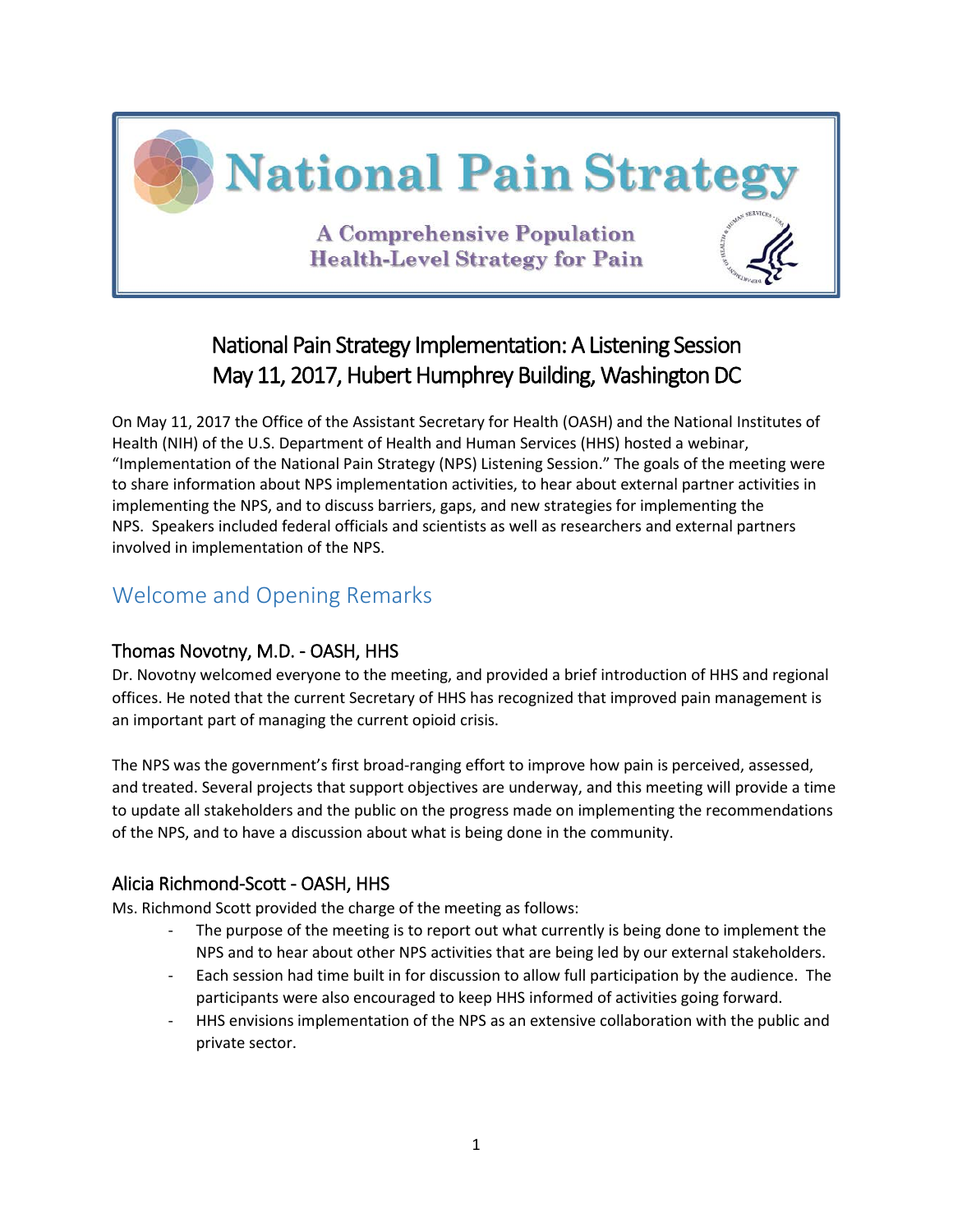# National Pain Strategy

**A Comprehensive Population Health-Level Strategy for Pain**

## National Pain Strategy Implementation: A Listening Session
## May 11, 2017, Hubert Humphrey Building, Washington DC

On May 11, 2017 the Office of the Assistant Secretary for Health (OASH) and the National Institutes of Health (NIH) of the U.S. Department of Health and Human Services (HHS) hosted a webinar, "Implementation of the National Pain Strategy (NPS) Listening Session." The goals of the meeting were to share information about NPS implementation activities, to hear about external partner activities in implementing the NPS, and to discuss barriers, gaps, and new strategies for implementing the NPS. Speakers included federal officials and scientists as well as researchers and external partners involved in implementation of the NPS.

## Welcome and Opening Remarks

### Thomas Novotny, M.D. - OASH, HHS

Dr. Novotny welcomed everyone to the meeting, and provided a brief introduction of HHS and regional offices. He noted that the current Secretary of HHS has recognized that improved pain management is an important part of managing the current opioid crisis.

The NPS was the government's first broad-ranging effort to improve how pain is perceived, assessed, and treated. Several projects that support objectives are underway, and this meeting will provide a time to update all stakeholders and the public on the progress made on implementing the recommendations of the NPS, and to have a discussion about what is being done in the community.

### Alicia Richmond-Scott - OASH, HHS

Ms. Richmond Scott provided the charge of the meeting as follows:

- The purpose of the meeting is to report out what currently is being done to implement the NPS and to hear about other NPS activities that are being led by our external stakeholders.
- Each session had time built in for discussion to allow full participation by the audience. The participants were also encouraged to keep HHS informed of activities going forward.
- HHS envisions implementation of the NPS as an extensive collaboration with the public and private sector.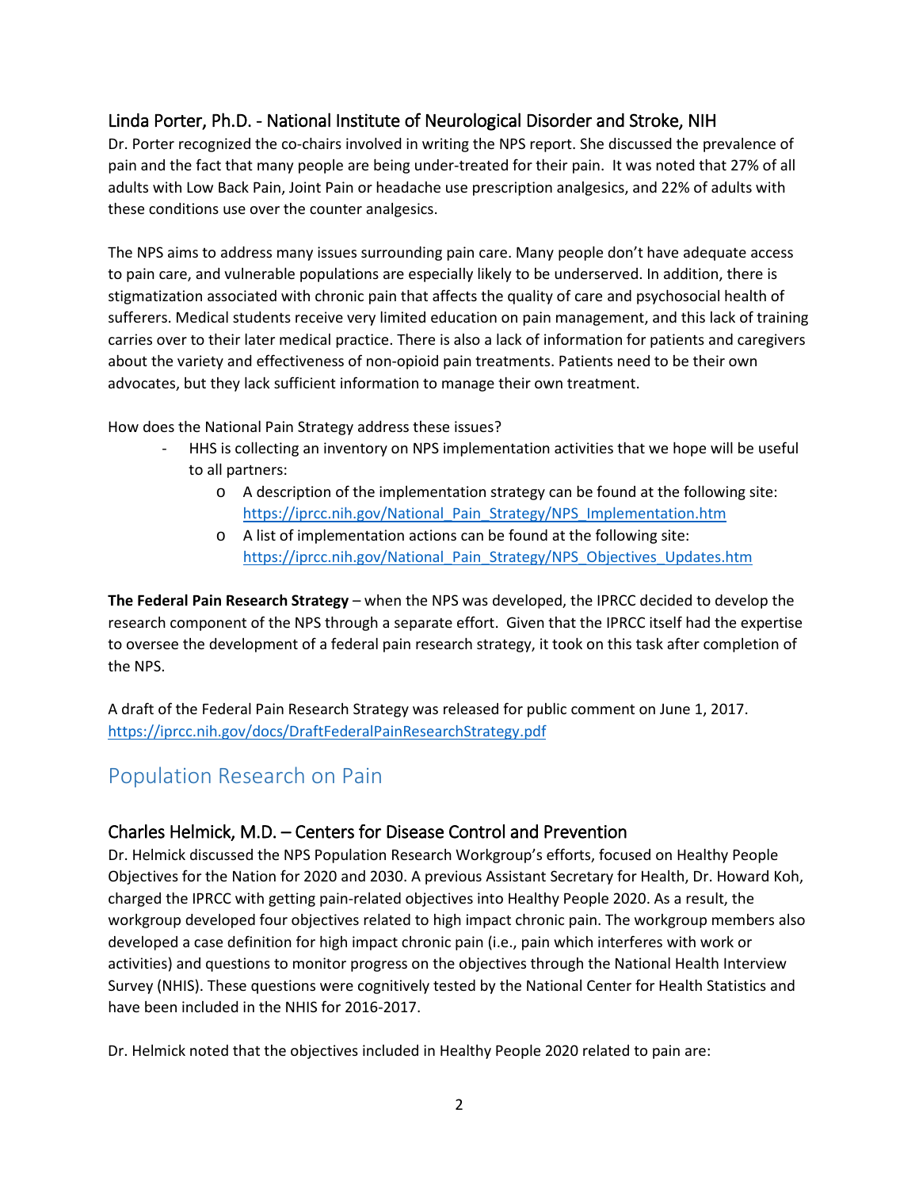### Linda Porter, Ph.D. - National Institute of Neurological Disorder and Stroke, NIH

Dr. Porter recognized the co-chairs involved in writing the NPS report. She discussed the prevalence of pain and the fact that many people are being under-treated for their pain. It was noted that 27% of all adults with Low Back Pain, Joint Pain or headache use prescription analgesics, and 22% of adults with these conditions use over the counter analgesics.

The NPS aims to address many issues surrounding pain care. Many people don't have adequate access to pain care, and vulnerable populations are especially likely to be underserved. In addition, there is stigmatization associated with chronic pain that affects the quality of care and psychosocial health of sufferers. Medical students receive very limited education on pain management, and this lack of training carries over to their later medical practice. There is also a lack of information for patients and caregivers about the variety and effectiveness of non-opioid pain treatments. Patients need to be their own advocates, but they lack sufficient information to manage their own treatment.

How does the National Pain Strategy address these issues?

- HHS is collecting an inventory on NPS implementation activities that we hope will be useful to all partners:
  - A description of the implementation strategy can be found at the following site: https://iprcc.nih.gov/National_Pain_Strategy/NPS_Implementation.htm
  - A list of implementation actions can be found at the following site: https://iprcc.nih.gov/National_Pain_Strategy/NPS_Objectives_Updates.htm

**The Federal Pain Research Strategy** – when the NPS was developed, the IPRCC decided to develop the research component of the NPS through a separate effort. Given that the IPRCC itself had the expertise to oversee the development of a federal pain research strategy, it took on this task after completion of the NPS.

A draft of the Federal Pain Research Strategy was released for public comment on June 1, 2017. https://iprcc.nih.gov/docs/DraftFederalPainResearchStrategy.pdf

## Population Research on Pain

### Charles Helmick, M.D. – Centers for Disease Control and Prevention

Dr. Helmick discussed the NPS Population Research Workgroup's efforts, focused on Healthy People Objectives for the Nation for 2020 and 2030. A previous Assistant Secretary for Health, Dr. Howard Koh, charged the IPRCC with getting pain-related objectives into Healthy People 2020. As a result, the workgroup developed four objectives related to high impact chronic pain. The workgroup members also developed a case definition for high impact chronic pain (i.e., pain which interferes with work or activities) and questions to monitor progress on the objectives through the National Health Interview Survey (NHIS). These questions were cognitively tested by the National Center for Health Statistics and have been included in the NHIS for 2016-2017.

Dr. Helmick noted that the objectives included in Healthy People 2020 related to pain are: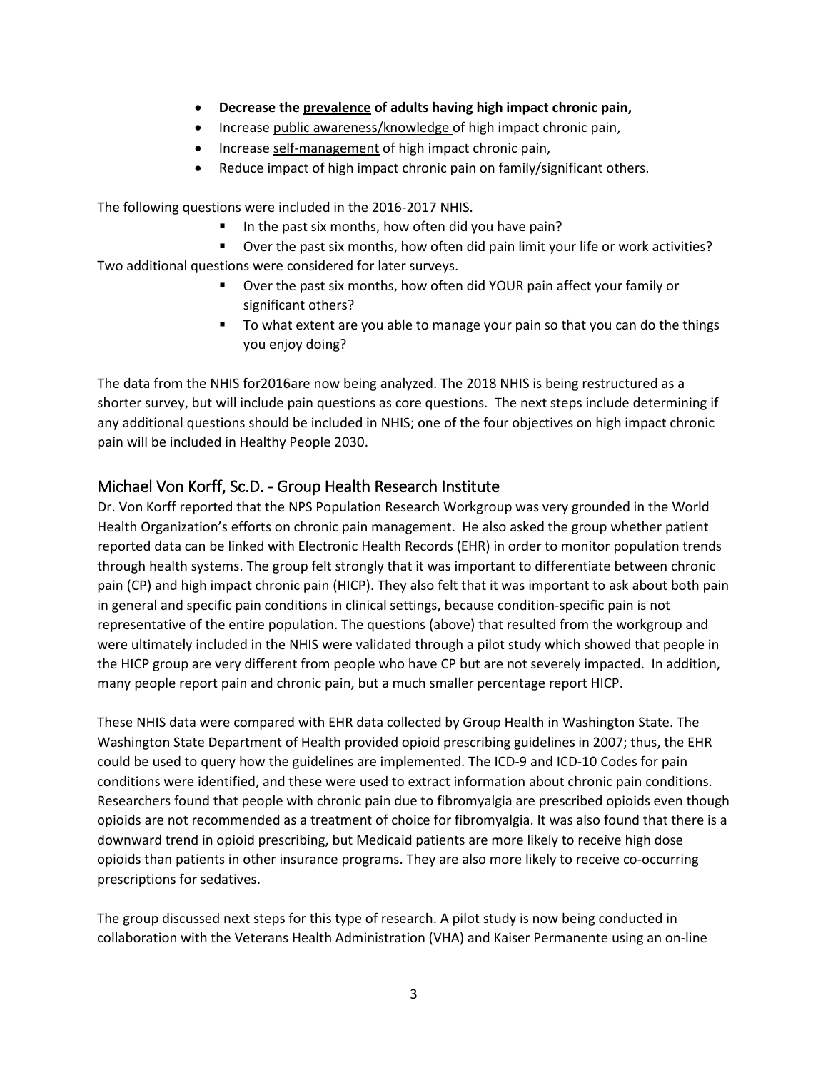- **Decrease the <u>prevalence</u> of adults having high impact chronic pain,**
- Increase <u>public awareness/knowledge</u> of high impact chronic pain,
- Increase <u>self-management</u> of high impact chronic pain,
- Reduce <u>impact</u> of high impact chronic pain on family/significant others.

The following questions were included in the 2016-2017 NHIS.

- In the past six months, how often did you have pain?
- Over the past six months, how often did pain limit your life or work activities?

Two additional questions were considered for later surveys.

- Over the past six months, how often did YOUR pain affect your family or significant others?
- To what extent are you able to manage your pain so that you can do the things you enjoy doing?

The data from the NHIS for2016are now being analyzed. The 2018 NHIS is being restructured as a shorter survey, but will include pain questions as core questions. The next steps include determining if any additional questions should be included in NHIS; one of the four objectives on high impact chronic pain will be included in Healthy People 2030.

## Michael Von Korff, Sc.D. - Group Health Research Institute

Dr. Von Korff reported that the NPS Population Research Workgroup was very grounded in the World Health Organization's efforts on chronic pain management. He also asked the group whether patient reported data can be linked with Electronic Health Records (EHR) in order to monitor population trends through health systems. The group felt strongly that it was important to differentiate between chronic pain (CP) and high impact chronic pain (HICP). They also felt that it was important to ask about both pain in general and specific pain conditions in clinical settings, because condition-specific pain is not representative of the entire population. The questions (above) that resulted from the workgroup and were ultimately included in the NHIS were validated through a pilot study which showed that people in the HICP group are very different from people who have CP but are not severely impacted. In addition, many people report pain and chronic pain, but a much smaller percentage report HICP.

These NHIS data were compared with EHR data collected by Group Health in Washington State. The Washington State Department of Health provided opioid prescribing guidelines in 2007; thus, the EHR could be used to query how the guidelines are implemented. The ICD-9 and ICD-10 Codes for pain conditions were identified, and these were used to extract information about chronic pain conditions. Researchers found that people with chronic pain due to fibromyalgia are prescribed opioids even though opioids are not recommended as a treatment of choice for fibromyalgia. It was also found that there is a downward trend in opioid prescribing, but Medicaid patients are more likely to receive high dose opioids than patients in other insurance programs. They are also more likely to receive co-occurring prescriptions for sedatives.

The group discussed next steps for this type of research. A pilot study is now being conducted in collaboration with the Veterans Health Administration (VHA) and Kaiser Permanente using an on-line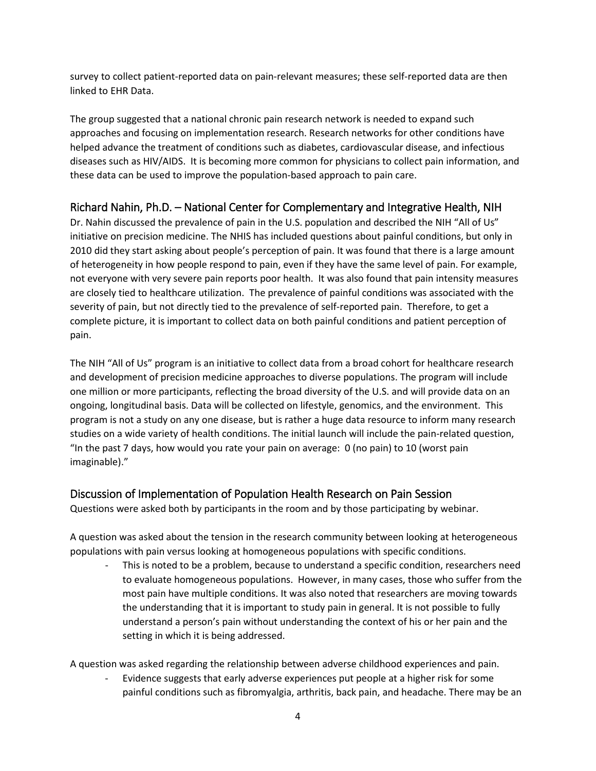survey to collect patient-reported data on pain-relevant measures; these self-reported data are then linked to EHR Data.

The group suggested that a national chronic pain research network is needed to expand such approaches and focusing on implementation research. Research networks for other conditions have helped advance the treatment of conditions such as diabetes, cardiovascular disease, and infectious diseases such as HIV/AIDS. It is becoming more common for physicians to collect pain information, and these data can be used to improve the population-based approach to pain care.

## Richard Nahin, Ph.D. – National Center for Complementary and Integrative Health, NIH

Dr. Nahin discussed the prevalence of pain in the U.S. population and described the NIH "All of Us" initiative on precision medicine. The NHIS has included questions about painful conditions, but only in 2010 did they start asking about people's perception of pain. It was found that there is a large amount of heterogeneity in how people respond to pain, even if they have the same level of pain. For example, not everyone with very severe pain reports poor health. It was also found that pain intensity measures are closely tied to healthcare utilization. The prevalence of painful conditions was associated with the severity of pain, but not directly tied to the prevalence of self-reported pain. Therefore, to get a complete picture, it is important to collect data on both painful conditions and patient perception of pain.

The NIH "All of Us" program is an initiative to collect data from a broad cohort for healthcare research and development of precision medicine approaches to diverse populations. The program will include one million or more participants, reflecting the broad diversity of the U.S. and will provide data on an ongoing, longitudinal basis. Data will be collected on lifestyle, genomics, and the environment. This program is not a study on any one disease, but is rather a huge data resource to inform many research studies on a wide variety of health conditions. The initial launch will include the pain-related question, "In the past 7 days, how would you rate your pain on average: 0 (no pain) to 10 (worst pain imaginable)."

## Discussion of Implementation of Population Health Research on Pain Session

Questions were asked both by participants in the room and by those participating by webinar.

A question was asked about the tension in the research community between looking at heterogeneous populations with pain versus looking at homogeneous populations with specific conditions.

- This is noted to be a problem, because to understand a specific condition, researchers need to evaluate homogeneous populations. However, in many cases, those who suffer from the most pain have multiple conditions. It was also noted that researchers are moving towards the understanding that it is important to study pain in general. It is not possible to fully understand a person's pain without understanding the context of his or her pain and the setting in which it is being addressed.

A question was asked regarding the relationship between adverse childhood experiences and pain.

- Evidence suggests that early adverse experiences put people at a higher risk for some painful conditions such as fibromyalgia, arthritis, back pain, and headache. There may be an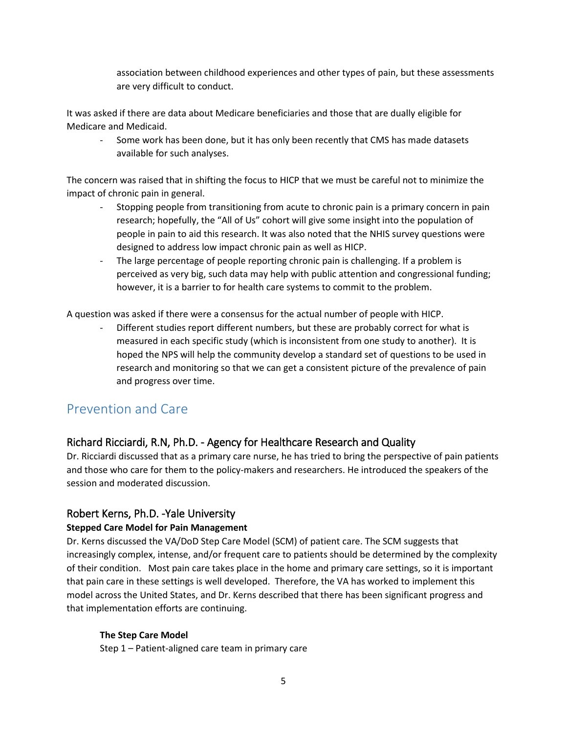association between childhood experiences and other types of pain, but these assessments are very difficult to conduct.

It was asked if there are data about Medicare beneficiaries and those that are dually eligible for Medicare and Medicaid.

- Some work has been done, but it has only been recently that CMS has made datasets available for such analyses.

The concern was raised that in shifting the focus to HICP that we must be careful not to minimize the impact of chronic pain in general.

- Stopping people from transitioning from acute to chronic pain is a primary concern in pain research; hopefully, the "All of Us" cohort will give some insight into the population of people in pain to aid this research. It was also noted that the NHIS survey questions were designed to address low impact chronic pain as well as HICP.
- The large percentage of people reporting chronic pain is challenging. If a problem is perceived as very big, such data may help with public attention and congressional funding; however, it is a barrier to for health care systems to commit to the problem.

A question was asked if there were a consensus for the actual number of people with HICP.

- Different studies report different numbers, but these are probably correct for what is measured in each specific study (which is inconsistent from one study to another). It is hoped the NPS will help the community develop a standard set of questions to be used in research and monitoring so that we can get a consistent picture of the prevalence of pain and progress over time.

# Prevention and Care

## Richard Ricciardi, R.N, Ph.D. - Agency for Healthcare Research and Quality

Dr. Ricciardi discussed that as a primary care nurse, he has tried to bring the perspective of pain patients and those who care for them to the policy-makers and researchers. He introduced the speakers of the session and moderated discussion.

## Robert Kerns, Ph.D. -Yale University

**Stepped Care Model for Pain Management**

Dr. Kerns discussed the VA/DoD Step Care Model (SCM) of patient care. The SCM suggests that increasingly complex, intense, and/or frequent care to patients should be determined by the complexity of their condition. Most pain care takes place in the home and primary care settings, so it is important that pain care in these settings is well developed. Therefore, the VA has worked to implement this model across the United States, and Dr. Kerns described that there has been significant progress and that implementation efforts are continuing.

**The Step Care Model**

Step 1 – Patient-aligned care team in primary care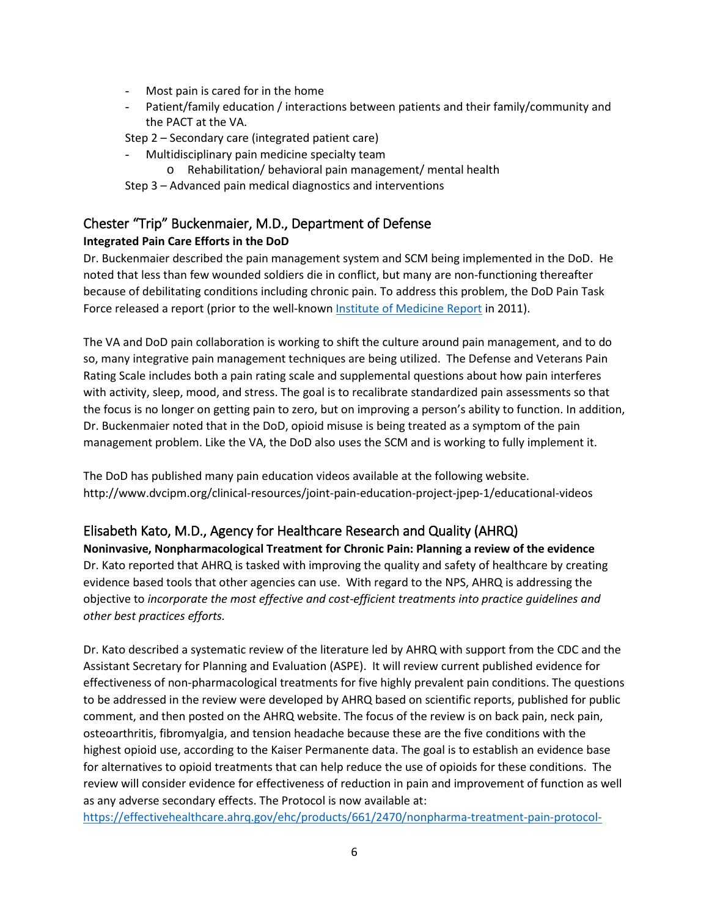- Most pain is cared for in the home
- Patient/family education / interactions between patients and their family/community and the PACT at the VA.

Step 2 – Secondary care (integrated patient care)

- Multidisciplinary pain medicine specialty team
    - o Rehabilitation/ behavioral pain management/ mental health

Step 3 – Advanced pain medical diagnostics and interventions

## Chester "Trip" Buckenmaier, M.D., Department of Defense

**Integrated Pain Care Efforts in the DoD**

Dr. Buckenmaier described the pain management system and SCM being implemented in the DoD. He noted that less than few wounded soldiers die in conflict, but many are non-functioning thereafter because of debilitating conditions including chronic pain. To address this problem, the DoD Pain Task Force released a report (prior to the well-known Institute of Medicine Report in 2011).

The VA and DoD pain collaboration is working to shift the culture around pain management, and to do so, many integrative pain management techniques are being utilized. The Defense and Veterans Pain Rating Scale includes both a pain rating scale and supplemental questions about how pain interferes with activity, sleep, mood, and stress. The goal is to recalibrate standardized pain assessments so that the focus is no longer on getting pain to zero, but on improving a person's ability to function. In addition, Dr. Buckenmaier noted that in the DoD, opioid misuse is being treated as a symptom of the pain management problem. Like the VA, the DoD also uses the SCM and is working to fully implement it.

The DoD has published many pain education videos available at the following website. http://www.dvcipm.org/clinical-resources/joint-pain-education-project-jpep-1/educational-videos

## Elisabeth Kato, M.D., Agency for Healthcare Research and Quality (AHRQ)

**Noninvasive, Nonpharmacological Treatment for Chronic Pain: Planning a review of the evidence**

Dr. Kato reported that AHRQ is tasked with improving the quality and safety of healthcare by creating evidence based tools that other agencies can use. With regard to the NPS, AHRQ is addressing the objective to *incorporate the most effective and cost-efficient treatments into practice guidelines and other best practices efforts.*

Dr. Kato described a systematic review of the literature led by AHRQ with support from the CDC and the Assistant Secretary for Planning and Evaluation (ASPE). It will review current published evidence for effectiveness of non-pharmacological treatments for five highly prevalent pain conditions. The questions to be addressed in the review were developed by AHRQ based on scientific reports, published for public comment, and then posted on the AHRQ website. The focus of the review is on back pain, neck pain, osteoarthritis, fibromyalgia, and tension headache because these are the five conditions with the highest opioid use, according to the Kaiser Permanente data. The goal is to establish an evidence base for alternatives to opioid treatments that can help reduce the use of opioids for these conditions. The review will consider evidence for effectiveness of reduction in pain and improvement of function as well as any adverse secondary effects. The Protocol is now available at: https://effectivehealthcare.ahrq.gov/ehc/products/661/2470/nonpharma-treatment-pain-protocol-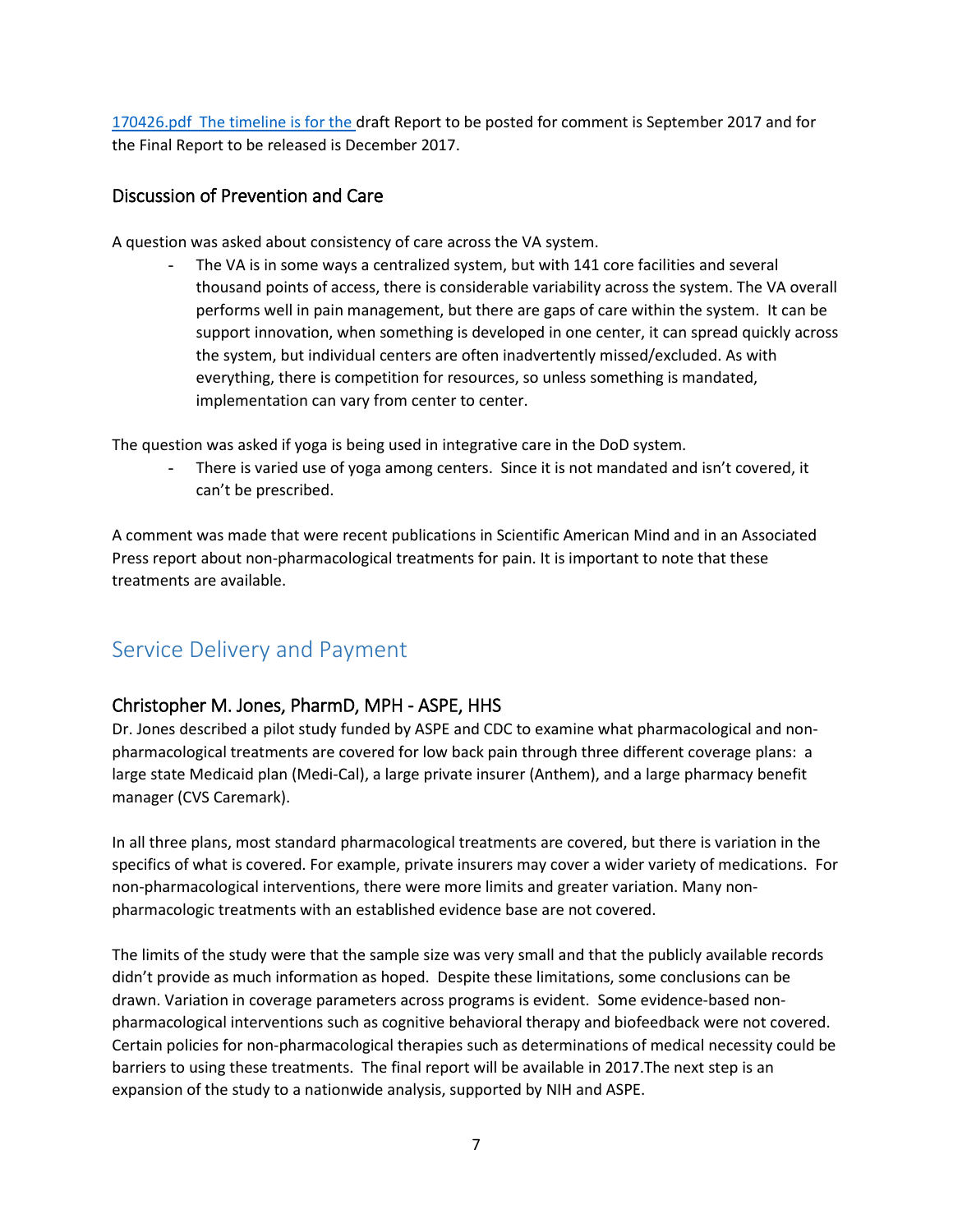170426.pdf The timeline is for the draft Report to be posted for comment is September 2017 and for the Final Report to be released is December 2017.

### Discussion of Prevention and Care

A question was asked about consistency of care across the VA system.

- The VA is in some ways a centralized system, but with 141 core facilities and several thousand points of access, there is considerable variability across the system. The VA overall performs well in pain management, but there are gaps of care within the system. It can be support innovation, when something is developed in one center, it can spread quickly across the system, but individual centers are often inadvertently missed/excluded. As with everything, there is competition for resources, so unless something is mandated, implementation can vary from center to center.

The question was asked if yoga is being used in integrative care in the DoD system.

- There is varied use of yoga among centers. Since it is not mandated and isn't covered, it can't be prescribed.

A comment was made that were recent publications in Scientific American Mind and in an Associated Press report about non-pharmacological treatments for pain. It is important to note that these treatments are available.

## Service Delivery and Payment

### Christopher M. Jones, PharmD, MPH - ASPE, HHS

Dr. Jones described a pilot study funded by ASPE and CDC to examine what pharmacological and non-pharmacological treatments are covered for low back pain through three different coverage plans: a large state Medicaid plan (Medi-Cal), a large private insurer (Anthem), and a large pharmacy benefit manager (CVS Caremark).

In all three plans, most standard pharmacological treatments are covered, but there is variation in the specifics of what is covered. For example, private insurers may cover a wider variety of medications. For non-pharmacological interventions, there were more limits and greater variation. Many non-pharmacologic treatments with an established evidence base are not covered.

The limits of the study were that the sample size was very small and that the publicly available records didn't provide as much information as hoped. Despite these limitations, some conclusions can be drawn. Variation in coverage parameters across programs is evident. Some evidence-based non-pharmacological interventions such as cognitive behavioral therapy and biofeedback were not covered. Certain policies for non-pharmacological therapies such as determinations of medical necessity could be barriers to using these treatments. The final report will be available in 2017.The next step is an expansion of the study to a nationwide analysis, supported by NIH and ASPE.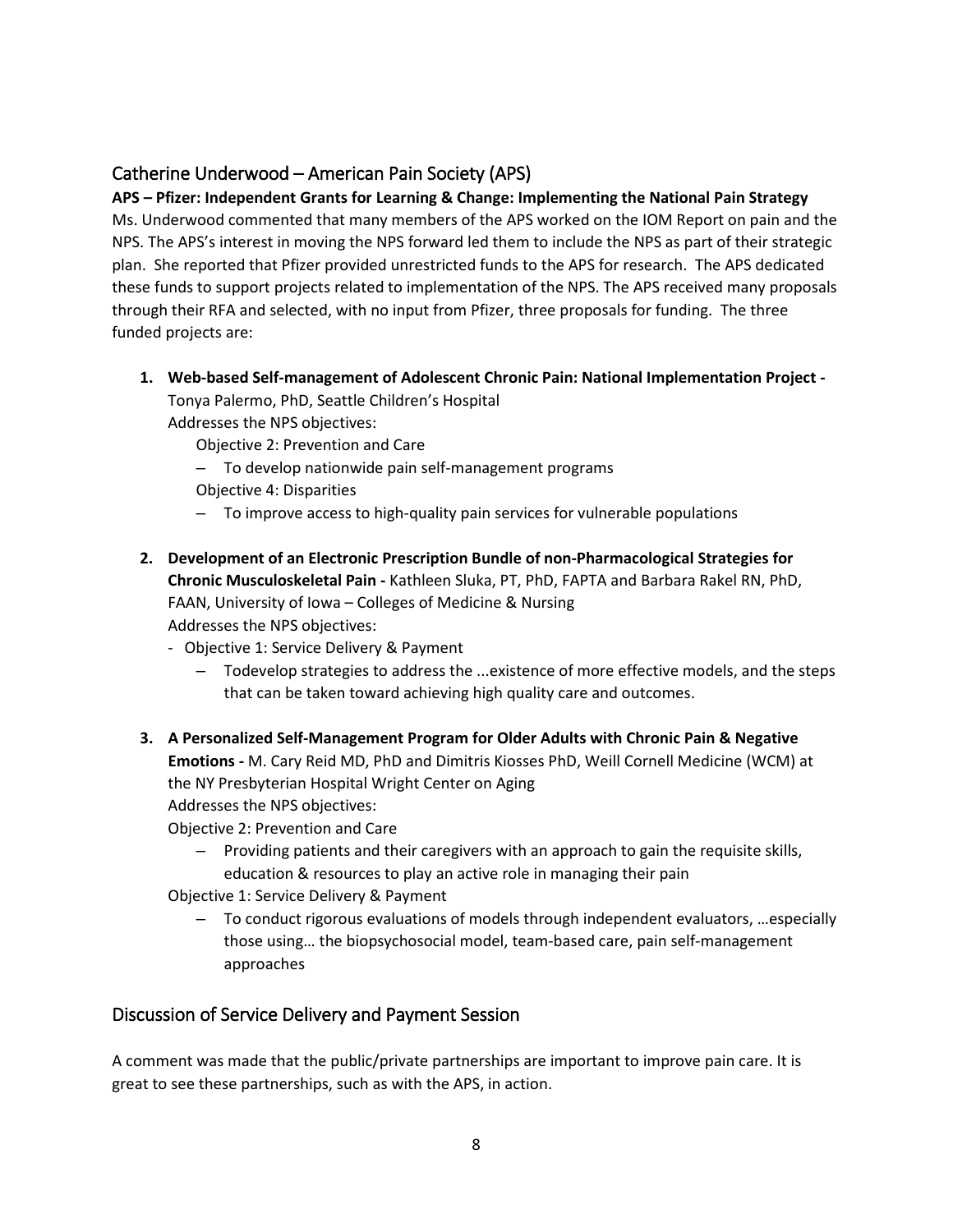## Catherine Underwood – American Pain Society (APS)

**APS – Pfizer: Independent Grants for Learning & Change: Implementing the National Pain Strategy**

Ms. Underwood commented that many members of the APS worked on the IOM Report on pain and the NPS. The APS's interest in moving the NPS forward led them to include the NPS as part of their strategic plan. She reported that Pfizer provided unrestricted funds to the APS for research. The APS dedicated these funds to support projects related to implementation of the NPS. The APS received many proposals through their RFA and selected, with no input from Pfizer, three proposals for funding. The three funded projects are:

1. **Web-based Self-management of Adolescent Chronic Pain: National Implementation Project -** Tonya Palermo, PhD, Seattle Children's Hospital
   Addresses the NPS objectives:
   Objective 2: Prevention and Care
   – To develop nationwide pain self-management programs
   Objective 4: Disparities
   – To improve access to high-quality pain services for vulnerable populations

2. **Development of an Electronic Prescription Bundle of non-Pharmacological Strategies for Chronic Musculoskeletal Pain -** Kathleen Sluka, PT, PhD, FAPTA and Barbara Rakel RN, PhD, FAAN, University of Iowa – Colleges of Medicine & Nursing
   Addresses the NPS objectives:
   - Objective 1: Service Delivery & Payment
     – Todevelop strategies to address the ...existence of more effective models, and the steps that can be taken toward achieving high quality care and outcomes.

3. **A Personalized Self-Management Program for Older Adults with Chronic Pain & Negative Emotions -** M. Cary Reid MD, PhD and Dimitris Kiosses PhD, Weill Cornell Medicine (WCM) at the NY Presbyterian Hospital Wright Center on Aging
   Addresses the NPS objectives:
   Objective 2: Prevention and Care
   – Providing patients and their caregivers with an approach to gain the requisite skills, education & resources to play an active role in managing their pain
   Objective 1: Service Delivery & Payment
   – To conduct rigorous evaluations of models through independent evaluators, …especially those using… the biopsychosocial model, team-based care, pain self-management approaches

## Discussion of Service Delivery and Payment Session

A comment was made that the public/private partnerships are important to improve pain care. It is great to see these partnerships, such as with the APS, in action.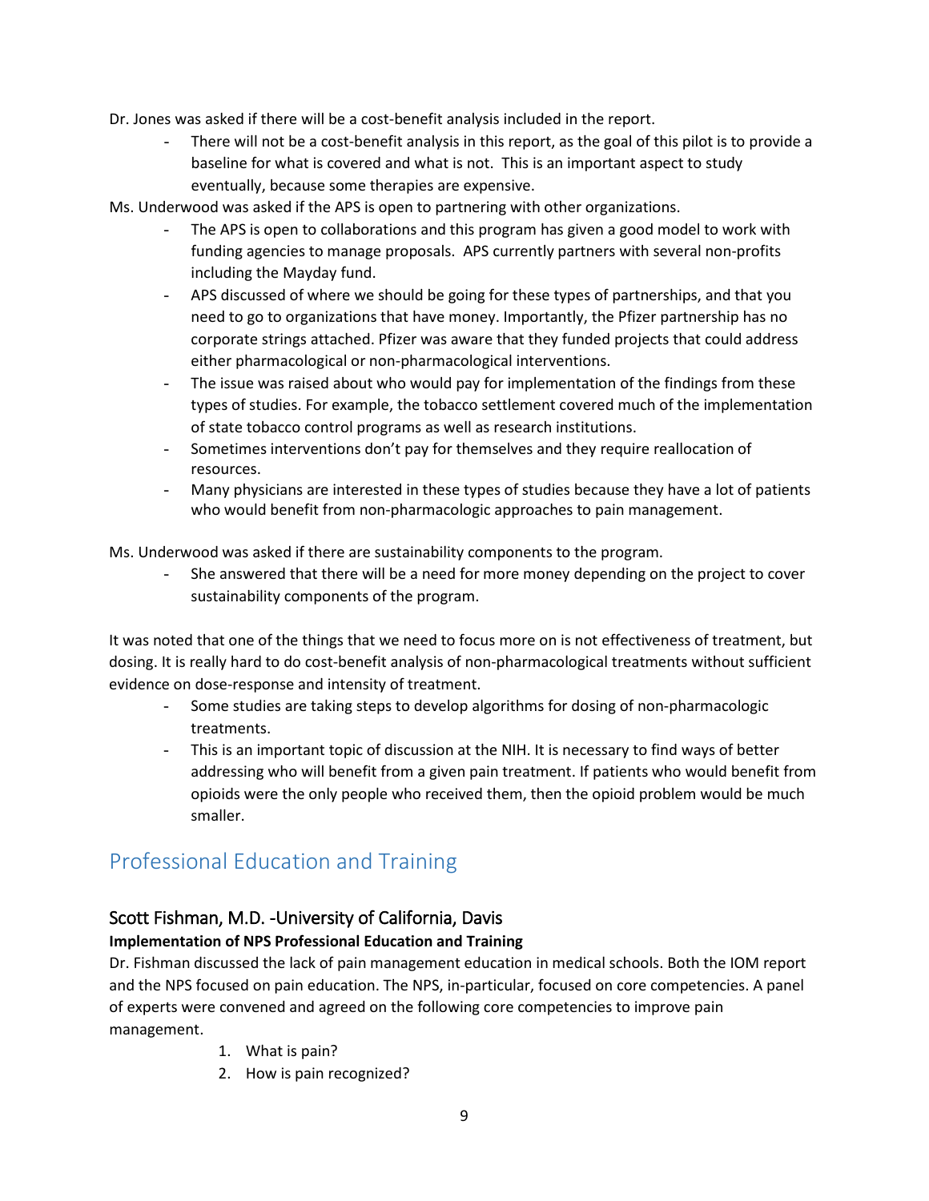Dr. Jones was asked if there will be a cost-benefit analysis included in the report.

- There will not be a cost-benefit analysis in this report, as the goal of this pilot is to provide a baseline for what is covered and what is not. This is an important aspect to study eventually, because some therapies are expensive.

Ms. Underwood was asked if the APS is open to partnering with other organizations.

- The APS is open to collaborations and this program has given a good model to work with funding agencies to manage proposals. APS currently partners with several non-profits including the Mayday fund.
- APS discussed of where we should be going for these types of partnerships, and that you need to go to organizations that have money. Importantly, the Pfizer partnership has no corporate strings attached. Pfizer was aware that they funded projects that could address either pharmacological or non-pharmacological interventions.
- The issue was raised about who would pay for implementation of the findings from these types of studies. For example, the tobacco settlement covered much of the implementation of state tobacco control programs as well as research institutions.
- Sometimes interventions don't pay for themselves and they require reallocation of resources.
- Many physicians are interested in these types of studies because they have a lot of patients who would benefit from non-pharmacologic approaches to pain management.

Ms. Underwood was asked if there are sustainability components to the program.

- She answered that there will be a need for more money depending on the project to cover sustainability components of the program.

It was noted that one of the things that we need to focus more on is not effectiveness of treatment, but dosing. It is really hard to do cost-benefit analysis of non-pharmacological treatments without sufficient evidence on dose-response and intensity of treatment.

- Some studies are taking steps to develop algorithms for dosing of non-pharmacologic treatments.
- This is an important topic of discussion at the NIH. It is necessary to find ways of better addressing who will benefit from a given pain treatment. If patients who would benefit from opioids were the only people who received them, then the opioid problem would be much smaller.

# Professional Education and Training

## Scott Fishman, M.D. -University of California, Davis

**Implementation of NPS Professional Education and Training**

Dr. Fishman discussed the lack of pain management education in medical schools. Both the IOM report and the NPS focused on pain education. The NPS, in-particular, focused on core competencies. A panel of experts were convened and agreed on the following core competencies to improve pain management.

1. What is pain?
2. How is pain recognized?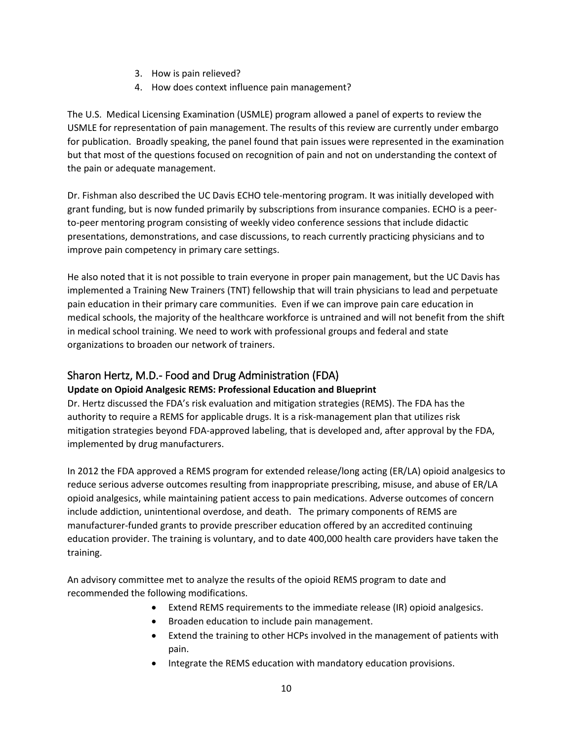3. How is pain relieved?
4. How does context influence pain management?

The U.S. Medical Licensing Examination (USMLE) program allowed a panel of experts to review the USMLE for representation of pain management. The results of this review are currently under embargo for publication. Broadly speaking, the panel found that pain issues were represented in the examination but that most of the questions focused on recognition of pain and not on understanding the context of the pain or adequate management.

Dr. Fishman also described the UC Davis ECHO tele-mentoring program. It was initially developed with grant funding, but is now funded primarily by subscriptions from insurance companies. ECHO is a peer-to-peer mentoring program consisting of weekly video conference sessions that include didactic presentations, demonstrations, and case discussions, to reach currently practicing physicians and to improve pain competency in primary care settings.

He also noted that it is not possible to train everyone in proper pain management, but the UC Davis has implemented a Training New Trainers (TNT) fellowship that will train physicians to lead and perpetuate pain education in their primary care communities. Even if we can improve pain care education in medical schools, the majority of the healthcare workforce is untrained and will not benefit from the shift in medical school training. We need to work with professional groups and federal and state organizations to broaden our network of trainers.

## Sharon Hertz, M.D.- Food and Drug Administration (FDA)

**Update on Opioid Analgesic REMS: Professional Education and Blueprint**

Dr. Hertz discussed the FDA's risk evaluation and mitigation strategies (REMS). The FDA has the authority to require a REMS for applicable drugs. It is a risk-management plan that utilizes risk mitigation strategies beyond FDA-approved labeling, that is developed and, after approval by the FDA, implemented by drug manufacturers.

In 2012 the FDA approved a REMS program for extended release/long acting (ER/LA) opioid analgesics to reduce serious adverse outcomes resulting from inappropriate prescribing, misuse, and abuse of ER/LA opioid analgesics, while maintaining patient access to pain medications. Adverse outcomes of concern include addiction, unintentional overdose, and death. The primary components of REMS are manufacturer-funded grants to provide prescriber education offered by an accredited continuing education provider. The training is voluntary, and to date 400,000 health care providers have taken the training.

An advisory committee met to analyze the results of the opioid REMS program to date and recommended the following modifications.

- Extend REMS requirements to the immediate release (IR) opioid analgesics.
- Broaden education to include pain management.
- Extend the training to other HCPs involved in the management of patients with pain.
- Integrate the REMS education with mandatory education provisions.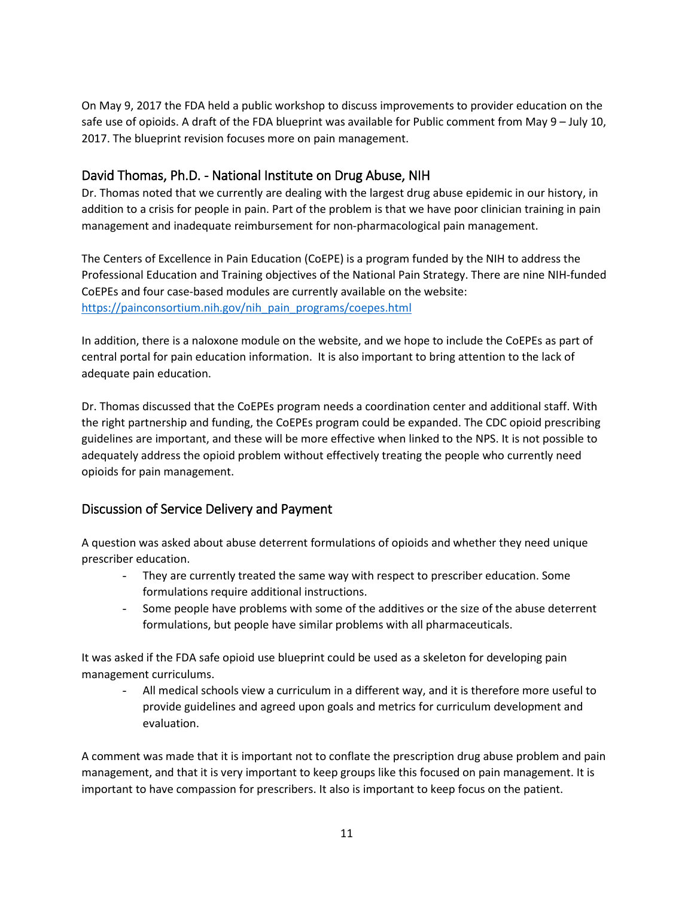On May 9, 2017 the FDA held a public workshop to discuss improvements to provider education on the safe use of opioids. A draft of the FDA blueprint was available for Public comment from May 9 – July 10, 2017. The blueprint revision focuses more on pain management.

## David Thomas, Ph.D. - National Institute on Drug Abuse, NIH

Dr. Thomas noted that we currently are dealing with the largest drug abuse epidemic in our history, in addition to a crisis for people in pain. Part of the problem is that we have poor clinician training in pain management and inadequate reimbursement for non-pharmacological pain management.

The Centers of Excellence in Pain Education (CoEPE) is a program funded by the NIH to address the Professional Education and Training objectives of the National Pain Strategy. There are nine NIH-funded CoEPEs and four case-based modules are currently available on the website: https://painconsortium.nih.gov/nih_pain_programs/coepes.html

In addition, there is a naloxone module on the website, and we hope to include the CoEPEs as part of central portal for pain education information. It is also important to bring attention to the lack of adequate pain education.

Dr. Thomas discussed that the CoEPEs program needs a coordination center and additional staff. With the right partnership and funding, the CoEPEs program could be expanded. The CDC opioid prescribing guidelines are important, and these will be more effective when linked to the NPS. It is not possible to adequately address the opioid problem without effectively treating the people who currently need opioids for pain management.

## Discussion of Service Delivery and Payment

A question was asked about abuse deterrent formulations of opioids and whether they need unique prescriber education.

- They are currently treated the same way with respect to prescriber education. Some formulations require additional instructions.
- Some people have problems with some of the additives or the size of the abuse deterrent formulations, but people have similar problems with all pharmaceuticals.

It was asked if the FDA safe opioid use blueprint could be used as a skeleton for developing pain management curriculums.

- All medical schools view a curriculum in a different way, and it is therefore more useful to provide guidelines and agreed upon goals and metrics for curriculum development and evaluation.

A comment was made that it is important not to conflate the prescription drug abuse problem and pain management, and that it is very important to keep groups like this focused on pain management. It is important to have compassion for prescribers. It also is important to keep focus on the patient.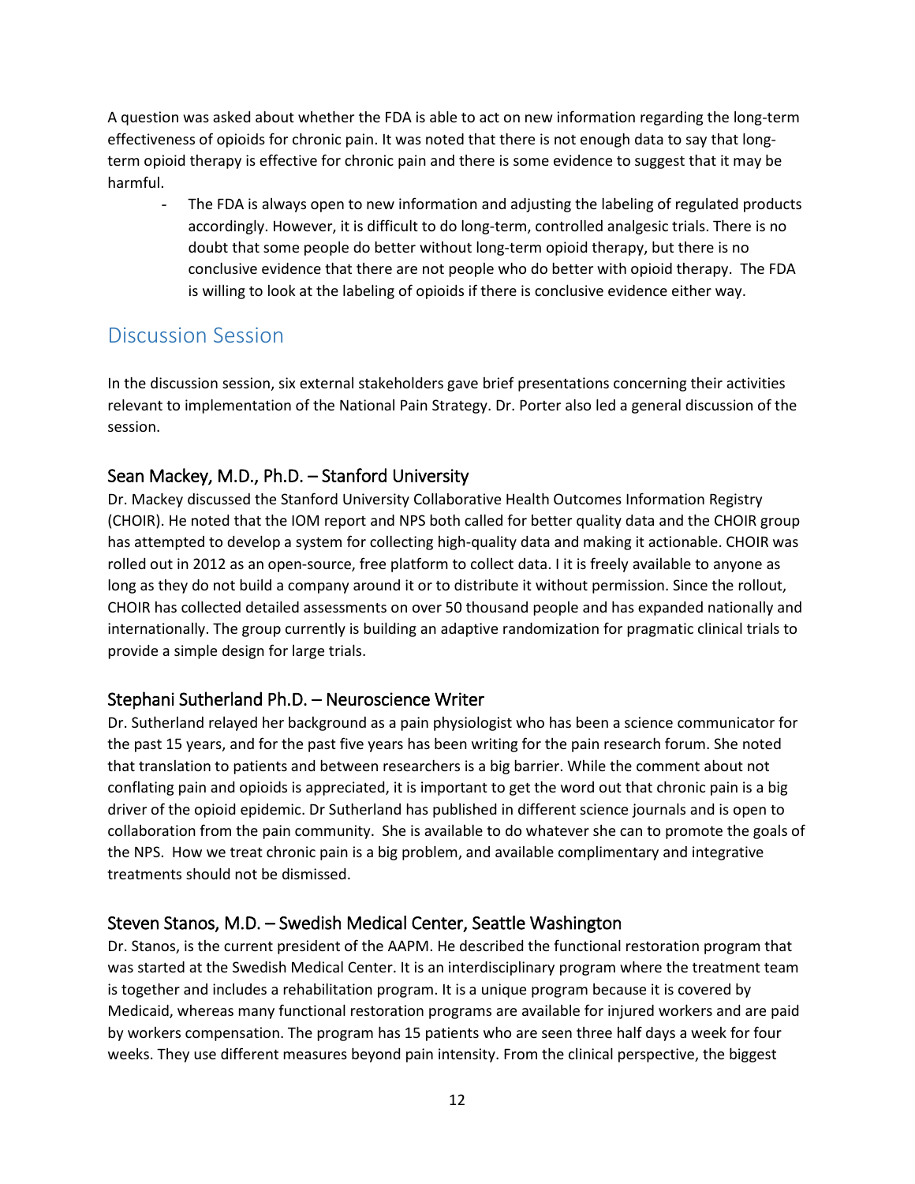A question was asked about whether the FDA is able to act on new information regarding the long-term effectiveness of opioids for chronic pain. It was noted that there is not enough data to say that long-term opioid therapy is effective for chronic pain and there is some evidence to suggest that it may be harmful.

- The FDA is always open to new information and adjusting the labeling of regulated products accordingly. However, it is difficult to do long-term, controlled analgesic trials. There is no doubt that some people do better without long-term opioid therapy, but there is no conclusive evidence that there are not people who do better with opioid therapy. The FDA is willing to look at the labeling of opioids if there is conclusive evidence either way.

## Discussion Session

In the discussion session, six external stakeholders gave brief presentations concerning their activities relevant to implementation of the National Pain Strategy. Dr. Porter also led a general discussion of the session.

### Sean Mackey, M.D., Ph.D. – Stanford University

Dr. Mackey discussed the Stanford University Collaborative Health Outcomes Information Registry (CHOIR). He noted that the IOM report and NPS both called for better quality data and the CHOIR group has attempted to develop a system for collecting high-quality data and making it actionable. CHOIR was rolled out in 2012 as an open-source, free platform to collect data. I it is freely available to anyone as long as they do not build a company around it or to distribute it without permission. Since the rollout, CHOIR has collected detailed assessments on over 50 thousand people and has expanded nationally and internationally. The group currently is building an adaptive randomization for pragmatic clinical trials to provide a simple design for large trials.

### Stephani Sutherland Ph.D. – Neuroscience Writer

Dr. Sutherland relayed her background as a pain physiologist who has been a science communicator for the past 15 years, and for the past five years has been writing for the pain research forum. She noted that translation to patients and between researchers is a big barrier. While the comment about not conflating pain and opioids is appreciated, it is important to get the word out that chronic pain is a big driver of the opioid epidemic. Dr Sutherland has published in different science journals and is open to collaboration from the pain community. She is available to do whatever she can to promote the goals of the NPS. How we treat chronic pain is a big problem, and available complimentary and integrative treatments should not be dismissed.

### Steven Stanos, M.D. – Swedish Medical Center, Seattle Washington

Dr. Stanos, is the current president of the AAPM. He described the functional restoration program that was started at the Swedish Medical Center. It is an interdisciplinary program where the treatment team is together and includes a rehabilitation program. It is a unique program because it is covered by Medicaid, whereas many functional restoration programs are available for injured workers and are paid by workers compensation. The program has 15 patients who are seen three half days a week for four weeks. They use different measures beyond pain intensity. From the clinical perspective, the biggest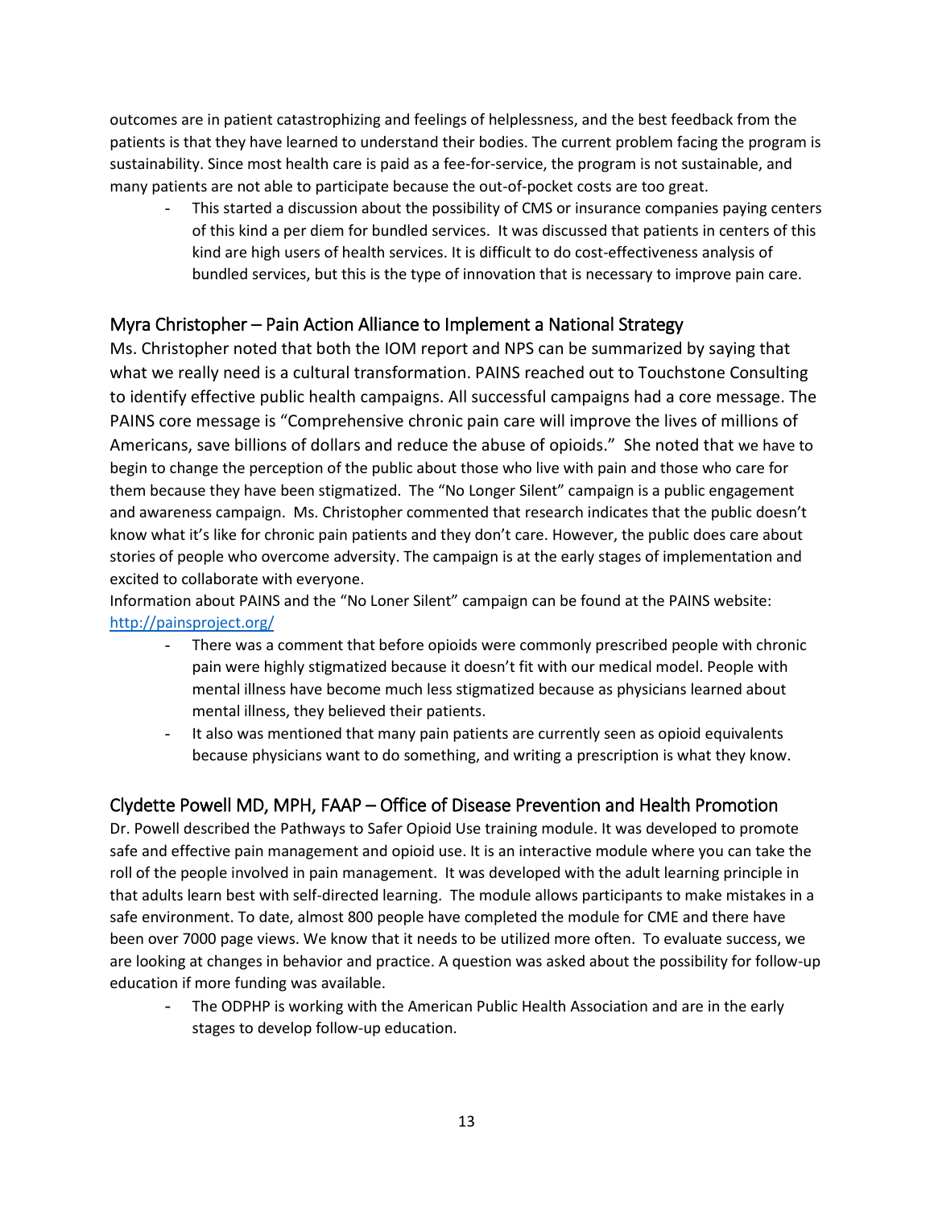outcomes are in patient catastrophizing and feelings of helplessness, and the best feedback from the patients is that they have learned to understand their bodies. The current problem facing the program is sustainability. Since most health care is paid as a fee-for-service, the program is not sustainable, and many patients are not able to participate because the out-of-pocket costs are too great.

- This started a discussion about the possibility of CMS or insurance companies paying centers of this kind a per diem for bundled services. It was discussed that patients in centers of this kind are high users of health services. It is difficult to do cost-effectiveness analysis of bundled services, but this is the type of innovation that is necessary to improve pain care.

## Myra Christopher – Pain Action Alliance to Implement a National Strategy

Ms. Christopher noted that both the IOM report and NPS can be summarized by saying that what we really need is a cultural transformation. PAINS reached out to Touchstone Consulting to identify effective public health campaigns. All successful campaigns had a core message. The PAINS core message is "Comprehensive chronic pain care will improve the lives of millions of Americans, save billions of dollars and reduce the abuse of opioids." She noted that we have to begin to change the perception of the public about those who live with pain and those who care for them because they have been stigmatized. The "No Longer Silent" campaign is a public engagement and awareness campaign. Ms. Christopher commented that research indicates that the public doesn't know what it's like for chronic pain patients and they don't care. However, the public does care about stories of people who overcome adversity. The campaign is at the early stages of implementation and excited to collaborate with everyone.

Information about PAINS and the "No Loner Silent" campaign can be found at the PAINS website: http://painsproject.org/

- There was a comment that before opioids were commonly prescribed people with chronic pain were highly stigmatized because it doesn't fit with our medical model. People with mental illness have become much less stigmatized because as physicians learned about mental illness, they believed their patients.
- It also was mentioned that many pain patients are currently seen as opioid equivalents because physicians want to do something, and writing a prescription is what they know.

## Clydette Powell MD, MPH, FAAP – Office of Disease Prevention and Health Promotion

Dr. Powell described the Pathways to Safer Opioid Use training module. It was developed to promote safe and effective pain management and opioid use. It is an interactive module where you can take the roll of the people involved in pain management. It was developed with the adult learning principle in that adults learn best with self-directed learning. The module allows participants to make mistakes in a safe environment. To date, almost 800 people have completed the module for CME and there have been over 7000 page views. We know that it needs to be utilized more often. To evaluate success, we are looking at changes in behavior and practice. A question was asked about the possibility for follow-up education if more funding was available.

- The ODPHP is working with the American Public Health Association and are in the early stages to develop follow-up education.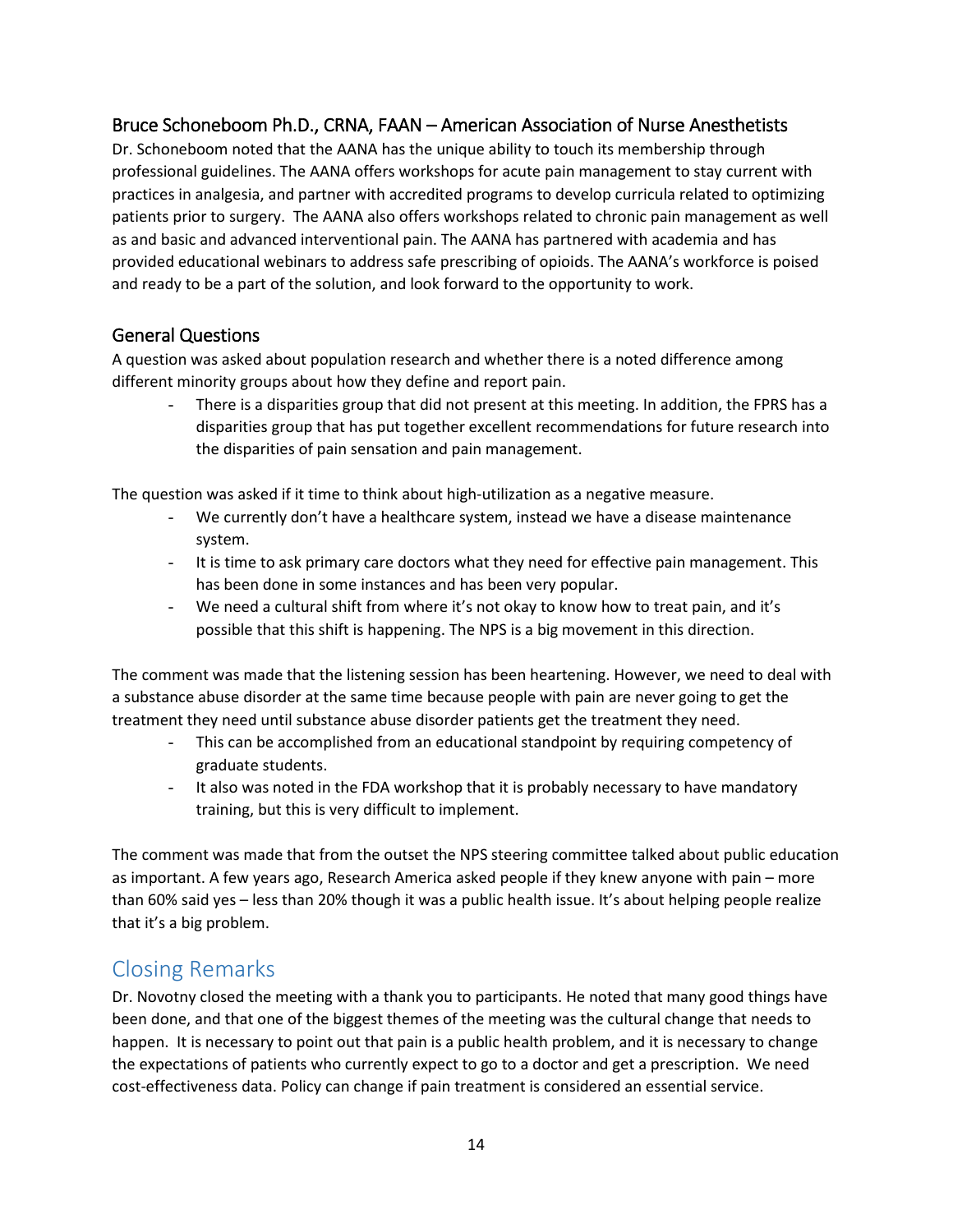### Bruce Schoneboom Ph.D., CRNA, FAAN – American Association of Nurse Anesthetists

Dr. Schoneboom noted that the AANA has the unique ability to touch its membership through professional guidelines. The AANA offers workshops for acute pain management to stay current with practices in analgesia, and partner with accredited programs to develop curricula related to optimizing patients prior to surgery. The AANA also offers workshops related to chronic pain management as well as and basic and advanced interventional pain. The AANA has partnered with academia and has provided educational webinars to address safe prescribing of opioids. The AANA's workforce is poised and ready to be a part of the solution, and look forward to the opportunity to work.

### General Questions

A question was asked about population research and whether there is a noted difference among different minority groups about how they define and report pain.

- There is a disparities group that did not present at this meeting. In addition, the FPRS has a disparities group that has put together excellent recommendations for future research into the disparities of pain sensation and pain management.

The question was asked if it time to think about high-utilization as a negative measure.

- We currently don't have a healthcare system, instead we have a disease maintenance system.
- It is time to ask primary care doctors what they need for effective pain management. This has been done in some instances and has been very popular.
- We need a cultural shift from where it's not okay to know how to treat pain, and it's possible that this shift is happening. The NPS is a big movement in this direction.

The comment was made that the listening session has been heartening. However, we need to deal with a substance abuse disorder at the same time because people with pain are never going to get the treatment they need until substance abuse disorder patients get the treatment they need.

- This can be accomplished from an educational standpoint by requiring competency of graduate students.
- It also was noted in the FDA workshop that it is probably necessary to have mandatory training, but this is very difficult to implement.

The comment was made that from the outset the NPS steering committee talked about public education as important. A few years ago, Research America asked people if they knew anyone with pain – more than 60% said yes – less than 20% though it was a public health issue. It's about helping people realize that it's a big problem.

## Closing Remarks

Dr. Novotny closed the meeting with a thank you to participants. He noted that many good things have been done, and that one of the biggest themes of the meeting was the cultural change that needs to happen. It is necessary to point out that pain is a public health problem, and it is necessary to change the expectations of patients who currently expect to go to a doctor and get a prescription. We need cost-effectiveness data. Policy can change if pain treatment is considered an essential service.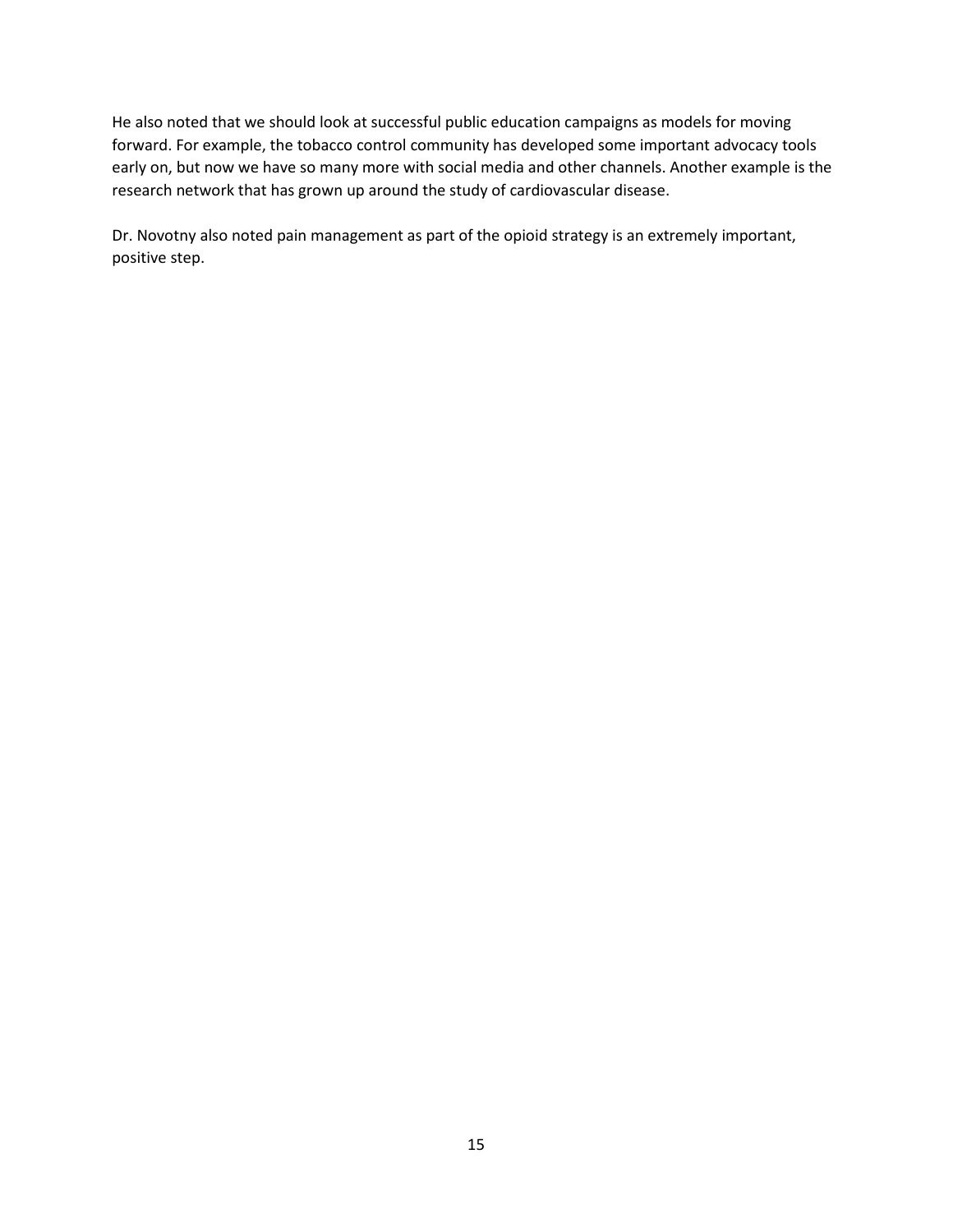He also noted that we should look at successful public education campaigns as models for moving forward. For example, the tobacco control community has developed some important advocacy tools early on, but now we have so many more with social media and other channels. Another example is the research network that has grown up around the study of cardiovascular disease.

Dr. Novotny also noted pain management as part of the opioid strategy is an extremely important, positive step.